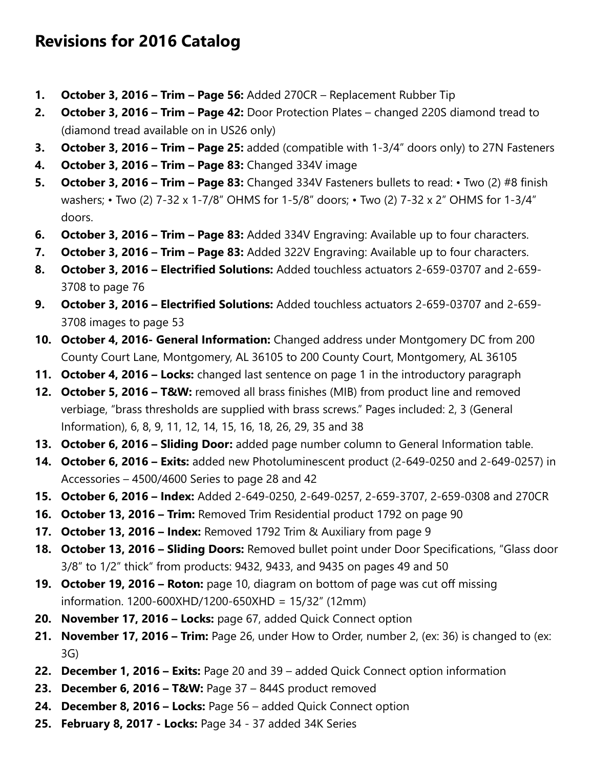# Revisions for 2016 Catalog

1. **October 3, 2016 – Trim – Page 56:** Added 270CR – Replacement Rubber Tip
2. **October 3, 2016 – Trim – Page 42:** Door Protection Plates – changed 220S diamond tread to (diamond tread available on in US26 only)
3. **October 3, 2016 – Trim – Page 25:** added (compatible with 1-3/4" doors only) to 27N Fasteners
4. **October 3, 2016 – Trim – Page 83:** Changed 334V image
5. **October 3, 2016 – Trim – Page 83:** Changed 334V Fasteners bullets to read: • Two (2) #8 finish washers; • Two (2) 7-32 x 1-7/8" OHMS for 1-5/8" doors; • Two (2) 7-32 x 2" OHMS for 1-3/4" doors.
6. **October 3, 2016 – Trim – Page 83:** Added 334V Engraving: Available up to four characters.
7. **October 3, 2016 – Trim – Page 83:** Added 322V Engraving: Available up to four characters.
8. **October 3, 2016 – Electrified Solutions:** Added touchless actuators 2-659-03707 and 2-659-3708 to page 76
9. **October 3, 2016 – Electrified Solutions:** Added touchless actuators 2-659-03707 and 2-659-3708 images to page 53
10. **October 4, 2016- General Information:** Changed address under Montgomery DC from 200 County Court Lane, Montgomery, AL 36105 to 200 County Court, Montgomery, AL 36105
11. **October 4, 2016 – Locks:** changed last sentence on page 1 in the introductory paragraph
12. **October 5, 2016 – T&W:** removed all brass finishes (MIB) from product line and removed verbiage, "brass thresholds are supplied with brass screws." Pages included: 2, 3 (General Information), 6, 8, 9, 11, 12, 14, 15, 16, 18, 26, 29, 35 and 38
13. **October 6, 2016 – Sliding Door:** added page number column to General Information table.
14. **October 6, 2016 – Exits:** added new Photoluminescent product (2-649-0250 and 2-649-0257) in Accessories – 4500/4600 Series to page 28 and 42
15. **October 6, 2016 – Index:** Added 2-649-0250, 2-649-0257, 2-659-3707, 2-659-0308 and 270CR
16. **October 13, 2016 – Trim:** Removed Trim Residential product 1792 on page 90
17. **October 13, 2016 – Index:** Removed 1792 Trim & Auxiliary from page 9
18. **October 13, 2016 – Sliding Doors:** Removed bullet point under Door Specifications, "Glass door 3/8" to 1/2" thick" from products: 9432, 9433, and 9435 on pages 49 and 50
19. **October 19, 2016 – Roton:** page 10, diagram on bottom of page was cut off missing information. 1200-600XHD/1200-650XHD = 15/32" (12mm)
20. **November 17, 2016 – Locks:** page 67, added Quick Connect option
21. **November 17, 2016 – Trim:** Page 26, under How to Order, number 2, (ex: 36) is changed to (ex: 3G)
22. **December 1, 2016 – Exits:** Page 20 and 39 – added Quick Connect option information
23. **December 6, 2016 – T&W:** Page 37 – 844S product removed
24. **December 8, 2016 – Locks:** Page 56 – added Quick Connect option
25. **February 8, 2017 - Locks:** Page 34 - 37 added 34K Series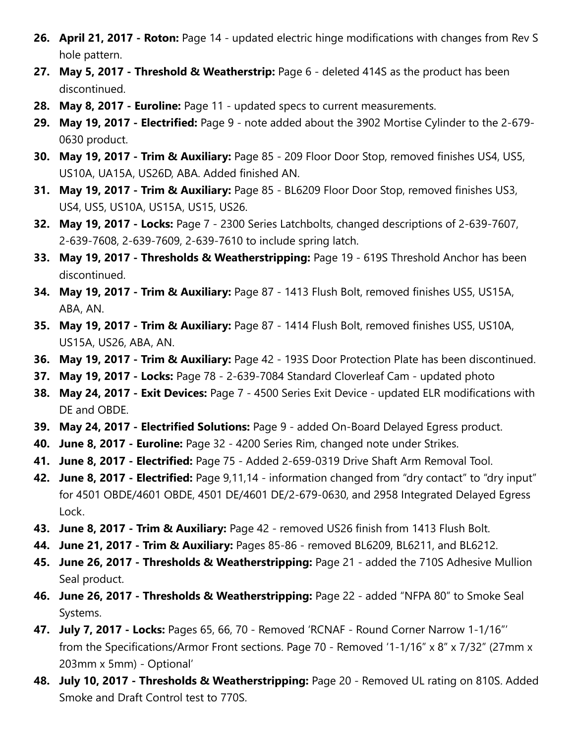26. **April 21, 2017 - Roton:** Page 14 - updated electric hinge modifications with changes from Rev S hole pattern.
27. **May 5, 2017 - Threshold & Weatherstrip:** Page 6 - deleted 414S as the product has been discontinued.
28. **May 8, 2017 - Euroline:** Page 11 - updated specs to current measurements.
29. **May 19, 2017 - Electrified:** Page 9 - note added about the 3902 Mortise Cylinder to the 2-679-0630 product.
30. **May 19, 2017 - Trim & Auxiliary:** Page 85 - 209 Floor Door Stop, removed finishes US4, US5, US10A, UA15A, US26D, ABA. Added finished AN.
31. **May 19, 2017 - Trim & Auxiliary:** Page 85 - BL6209 Floor Door Stop, removed finishes US3, US4, US5, US10A, US15A, US15, US26.
32. **May 19, 2017 - Locks:** Page 7 - 2300 Series Latchbolts, changed descriptions of 2-639-7607, 2-639-7608, 2-639-7609, 2-639-7610 to include spring latch.
33. **May 19, 2017 - Thresholds & Weatherstripping:** Page 19 - 619S Threshold Anchor has been discontinued.
34. **May 19, 2017 - Trim & Auxiliary:** Page 87 - 1413 Flush Bolt, removed finishes US5, US15A, ABA, AN.
35. **May 19, 2017 - Trim & Auxiliary:** Page 87 - 1414 Flush Bolt, removed finishes US5, US10A, US15A, US26, ABA, AN.
36. **May 19, 2017 - Trim & Auxiliary:** Page 42 - 193S Door Protection Plate has been discontinued.
37. **May 19, 2017 - Locks:** Page 78 - 2-639-7084 Standard Cloverleaf Cam - updated photo
38. **May 24, 2017 - Exit Devices:** Page 7 - 4500 Series Exit Device - updated ELR modifications with DE and OBDE.
39. **May 24, 2017 - Electrified Solutions:** Page 9 - added On-Board Delayed Egress product.
40. **June 8, 2017 - Euroline:** Page 32 - 4200 Series Rim, changed note under Strikes.
41. **June 8, 2017 - Electrified:** Page 75 - Added 2-659-0319 Drive Shaft Arm Removal Tool.
42. **June 8, 2017 - Electrified:** Page 9,11,14 - information changed from "dry contact" to "dry input" for 4501 OBDE/4601 OBDE, 4501 DE/4601 DE/2-679-0630, and 2958 Integrated Delayed Egress Lock.
43. **June 8, 2017 - Trim & Auxiliary:** Page 42 - removed US26 finish from 1413 Flush Bolt.
44. **June 21, 2017 - Trim & Auxiliary:** Pages 85-86 - removed BL6209, BL6211, and BL6212.
45. **June 26, 2017 - Thresholds & Weatherstripping:** Page 21 - added the 710S Adhesive Mullion Seal product.
46. **June 26, 2017 - Thresholds & Weatherstripping:** Page 22 - added "NFPA 80" to Smoke Seal Systems.
47. **July 7, 2017 - Locks:** Pages 65, 66, 70 - Removed 'RCNAF - Round Corner Narrow 1-1/16"' from the Specifications/Armor Front sections. Page 70 - Removed '1-1/16" x 8" x 7/32" (27mm x 203mm x 5mm) - Optional'
48. **July 10, 2017 - Thresholds & Weatherstripping:** Page 20 - Removed UL rating on 810S. Added Smoke and Draft Control test to 770S.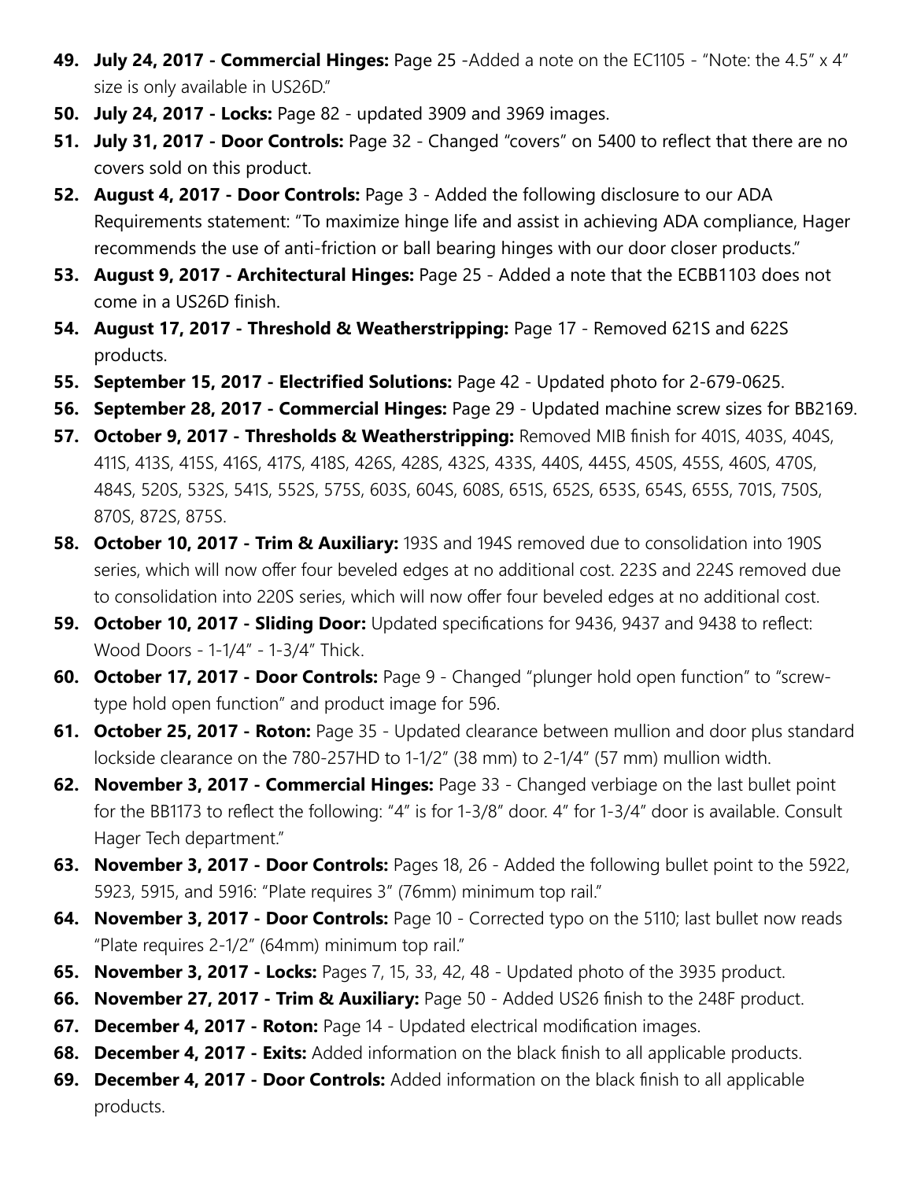49. **July 24, 2017 - Commercial Hinges:** Page 25 -Added a note on the EC1105 - "Note: the 4.5" x 4" size is only available in US26D."
50. **July 24, 2017 - Locks:** Page 82 - updated 3909 and 3969 images.
51. **July 31, 2017 - Door Controls:** Page 32 - Changed "covers" on 5400 to reflect that there are no covers sold on this product.
52. **August 4, 2017 - Door Controls:** Page 3 - Added the following disclosure to our ADA Requirements statement: "To maximize hinge life and assist in achieving ADA compliance, Hager recommends the use of anti-friction or ball bearing hinges with our door closer products."
53. **August 9, 2017 - Architectural Hinges:** Page 25 - Added a note that the ECBB1103 does not come in a US26D finish.
54. **August 17, 2017 - Threshold & Weatherstripping:** Page 17 - Removed 621S and 622S products.
55. **September 15, 2017 - Electrified Solutions:** Page 42 - Updated photo for 2-679-0625.
56. **September 28, 2017 - Commercial Hinges:** Page 29 - Updated machine screw sizes for BB2169.
57. **October 9, 2017 - Thresholds & Weatherstripping:** Removed MIB finish for 401S, 403S, 404S, 411S, 413S, 415S, 416S, 417S, 418S, 426S, 428S, 432S, 433S, 440S, 445S, 450S, 455S, 460S, 470S, 484S, 520S, 532S, 541S, 552S, 575S, 603S, 604S, 608S, 651S, 652S, 653S, 654S, 655S, 701S, 750S, 870S, 872S, 875S.
58. **October 10, 2017 - Trim & Auxiliary:** 193S and 194S removed due to consolidation into 190S series, which will now offer four beveled edges at no additional cost. 223S and 224S removed due to consolidation into 220S series, which will now offer four beveled edges at no additional cost.
59. **October 10, 2017 - Sliding Door:** Updated specifications for 9436, 9437 and 9438 to reflect: Wood Doors - 1-1/4" - 1-3/4" Thick.
60. **October 17, 2017 - Door Controls:** Page 9 - Changed "plunger hold open function" to "screw-type hold open function" and product image for 596.
61. **October 25, 2017 - Roton:** Page 35 - Updated clearance between mullion and door plus standard lockside clearance on the 780-257HD to 1-1/2" (38 mm) to 2-1/4" (57 mm) mullion width.
62. **November 3, 2017 - Commercial Hinges:** Page 33 - Changed verbiage on the last bullet point for the BB1173 to reflect the following: "4" is for 1-3/8" door. 4" for 1-3/4" door is available. Consult Hager Tech department."
63. **November 3, 2017 - Door Controls:** Pages 18, 26 - Added the following bullet point to the 5922, 5923, 5915, and 5916: "Plate requires 3" (76mm) minimum top rail."
64. **November 3, 2017 - Door Controls:** Page 10 - Corrected typo on the 5110; last bullet now reads "Plate requires 2-1/2" (64mm) minimum top rail."
65. **November 3, 2017 - Locks:** Pages 7, 15, 33, 42, 48 - Updated photo of the 3935 product.
66. **November 27, 2017 - Trim & Auxiliary:** Page 50 - Added US26 finish to the 248F product.
67. **December 4, 2017 - Roton:** Page 14 - Updated electrical modification images.
68. **December 4, 2017 - Exits:** Added information on the black finish to all applicable products.
69. **December 4, 2017 - Door Controls:** Added information on the black finish to all applicable products.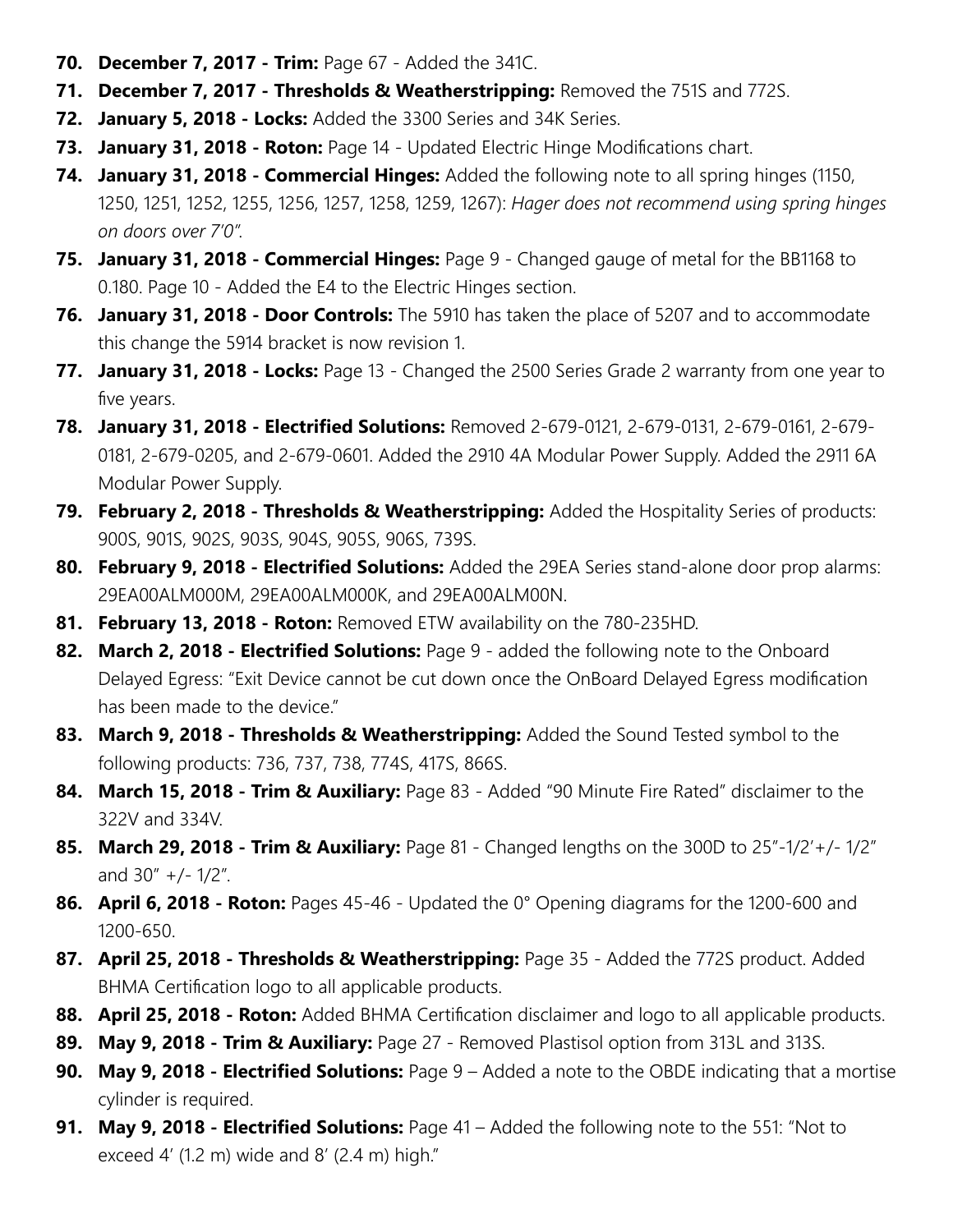70. **December 7, 2017 - Trim:** Page 67 - Added the 341C.
71. **December 7, 2017 - Thresholds & Weatherstripping:** Removed the 751S and 772S.
72. **January 5, 2018 - Locks:** Added the 3300 Series and 34K Series.
73. **January 31, 2018 - Roton:** Page 14 - Updated Electric Hinge Modifications chart.
74. **January 31, 2018 - Commercial Hinges:** Added the following note to all spring hinges (1150, 1250, 1251, 1252, 1255, 1256, 1257, 1258, 1259, 1267): *Hager does not recommend using spring hinges on doors over 7'0".*
75. **January 31, 2018 - Commercial Hinges:** Page 9 - Changed gauge of metal for the BB1168 to 0.180. Page 10 - Added the E4 to the Electric Hinges section.
76. **January 31, 2018 - Door Controls:** The 5910 has taken the place of 5207 and to accommodate this change the 5914 bracket is now revision 1.
77. **January 31, 2018 - Locks:** Page 13 - Changed the 2500 Series Grade 2 warranty from one year to five years.
78. **January 31, 2018 - Electrified Solutions:** Removed 2-679-0121, 2-679-0131, 2-679-0161, 2-679-0181, 2-679-0205, and 2-679-0601. Added the 2910 4A Modular Power Supply. Added the 2911 6A Modular Power Supply.
79. **February 2, 2018 - Thresholds & Weatherstripping:** Added the Hospitality Series of products: 900S, 901S, 902S, 903S, 904S, 905S, 906S, 739S.
80. **February 9, 2018 - Electrified Solutions:** Added the 29EA Series stand-alone door prop alarms: 29EA00ALM000M, 29EA00ALM000K, and 29EA00ALM00N.
81. **February 13, 2018 - Roton:** Removed ETW availability on the 780-235HD.
82. **March 2, 2018 - Electrified Solutions:** Page 9 - added the following note to the Onboard Delayed Egress: "Exit Device cannot be cut down once the OnBoard Delayed Egress modification has been made to the device."
83. **March 9, 2018 - Thresholds & Weatherstripping:** Added the Sound Tested symbol to the following products: 736, 737, 738, 774S, 417S, 866S.
84. **March 15, 2018 - Trim & Auxiliary:** Page 83 - Added "90 Minute Fire Rated" disclaimer to the 322V and 334V.
85. **March 29, 2018 - Trim & Auxiliary:** Page 81 - Changed lengths on the 300D to 25"-1/2'+/- 1/2" and 30" +/- 1/2".
86. **April 6, 2018 - Roton:** Pages 45-46 - Updated the 0° Opening diagrams for the 1200-600 and 1200-650.
87. **April 25, 2018 - Thresholds & Weatherstripping:** Page 35 - Added the 772S product. Added BHMA Certification logo to all applicable products.
88. **April 25, 2018 - Roton:** Added BHMA Certification disclaimer and logo to all applicable products.
89. **May 9, 2018 - Trim & Auxiliary:** Page 27 - Removed Plastisol option from 313L and 313S.
90. **May 9, 2018 - Electrified Solutions:** Page 9 – Added a note to the OBDE indicating that a mortise cylinder is required.
91. **May 9, 2018 - Electrified Solutions:** Page 41 – Added the following note to the 551: "Not to exceed 4' (1.2 m) wide and 8' (2.4 m) high."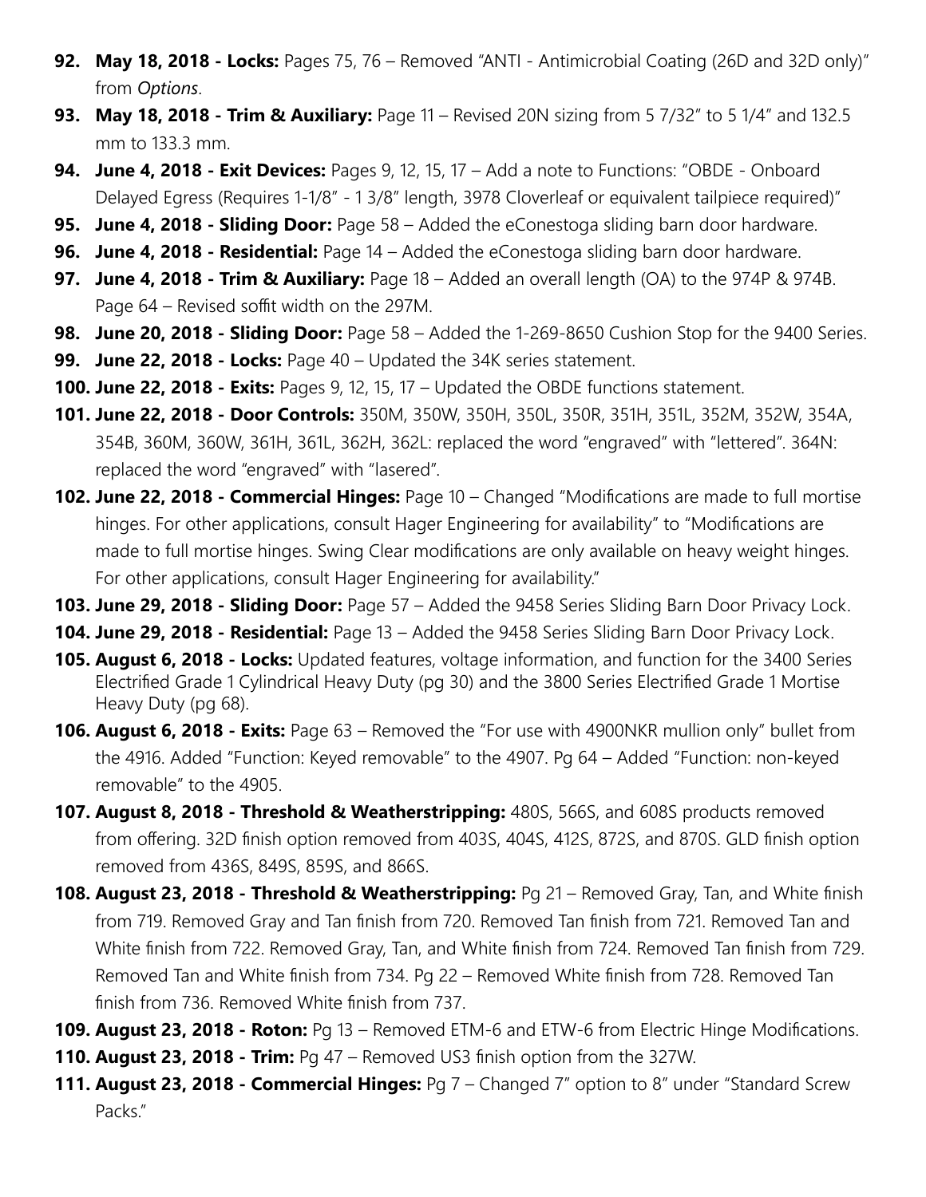92. **May 18, 2018 - Locks:** Pages 75, 76 – Removed "ANTI - Antimicrobial Coating (26D and 32D only)" from *Options*.
93. **May 18, 2018 - Trim & Auxiliary:** Page 11 – Revised 20N sizing from 5 7/32" to 5 1/4" and 132.5 mm to 133.3 mm.
94. **June 4, 2018 - Exit Devices:** Pages 9, 12, 15, 17 – Add a note to Functions: "OBDE - Onboard Delayed Egress (Requires 1-1/8" - 1 3/8" length, 3978 Cloverleaf or equivalent tailpiece required)"
95. **June 4, 2018 - Sliding Door:** Page 58 – Added the eConestoga sliding barn door hardware.
96. **June 4, 2018 - Residential:** Page 14 – Added the eConestoga sliding barn door hardware.
97. **June 4, 2018 - Trim & Auxiliary:** Page 18 – Added an overall length (OA) to the 974P & 974B. Page 64 – Revised soffit width on the 297M.
98. **June 20, 2018 - Sliding Door:** Page 58 – Added the 1-269-8650 Cushion Stop for the 9400 Series.
99. **June 22, 2018 - Locks:** Page 40 – Updated the 34K series statement.
100. **June 22, 2018 - Exits:** Pages 9, 12, 15, 17 – Updated the OBDE functions statement.
101. **June 22, 2018 - Door Controls:** 350M, 350W, 350H, 350L, 350R, 351H, 351L, 352M, 352W, 354A, 354B, 360M, 360W, 361H, 361L, 362H, 362L: replaced the word "engraved" with "lettered". 364N: replaced the word "engraved" with "lasered".
102. **June 22, 2018 - Commercial Hinges:** Page 10 – Changed "Modifications are made to full mortise hinges. For other applications, consult Hager Engineering for availability" to "Modifications are made to full mortise hinges. Swing Clear modifications are only available on heavy weight hinges. For other applications, consult Hager Engineering for availability."
103. **June 29, 2018 - Sliding Door:** Page 57 – Added the 9458 Series Sliding Barn Door Privacy Lock.
104. **June 29, 2018 - Residential:** Page 13 – Added the 9458 Series Sliding Barn Door Privacy Lock.
105. **August 6, 2018 - Locks:** Updated features, voltage information, and function for the 3400 Series Electrified Grade 1 Cylindrical Heavy Duty (pg 30) and the 3800 Series Electrified Grade 1 Mortise Heavy Duty (pg 68).
106. **August 6, 2018 - Exits:** Page 63 – Removed the "For use with 4900NKR mullion only" bullet from the 4916. Added "Function: Keyed removable" to the 4907. Pg 64 – Added "Function: non-keyed removable" to the 4905.
107. **August 8, 2018 - Threshold & Weatherstripping:** 480S, 566S, and 608S products removed from offering. 32D finish option removed from 403S, 404S, 412S, 872S, and 870S. GLD finish option removed from 436S, 849S, 859S, and 866S.
108. **August 23, 2018 - Threshold & Weatherstripping:** Pg 21 – Removed Gray, Tan, and White finish from 719. Removed Gray and Tan finish from 720. Removed Tan finish from 721. Removed Tan and White finish from 722. Removed Gray, Tan, and White finish from 724. Removed Tan finish from 729. Removed Tan and White finish from 734. Pg 22 – Removed White finish from 728. Removed Tan finish from 736. Removed White finish from 737.
109. **August 23, 2018 - Roton:** Pg 13 – Removed ETM-6 and ETW-6 from Electric Hinge Modifications.
110. **August 23, 2018 - Trim:** Pg 47 – Removed US3 finish option from the 327W.
111. **August 23, 2018 - Commercial Hinges:** Pg 7 – Changed 7" option to 8" under "Standard Screw Packs."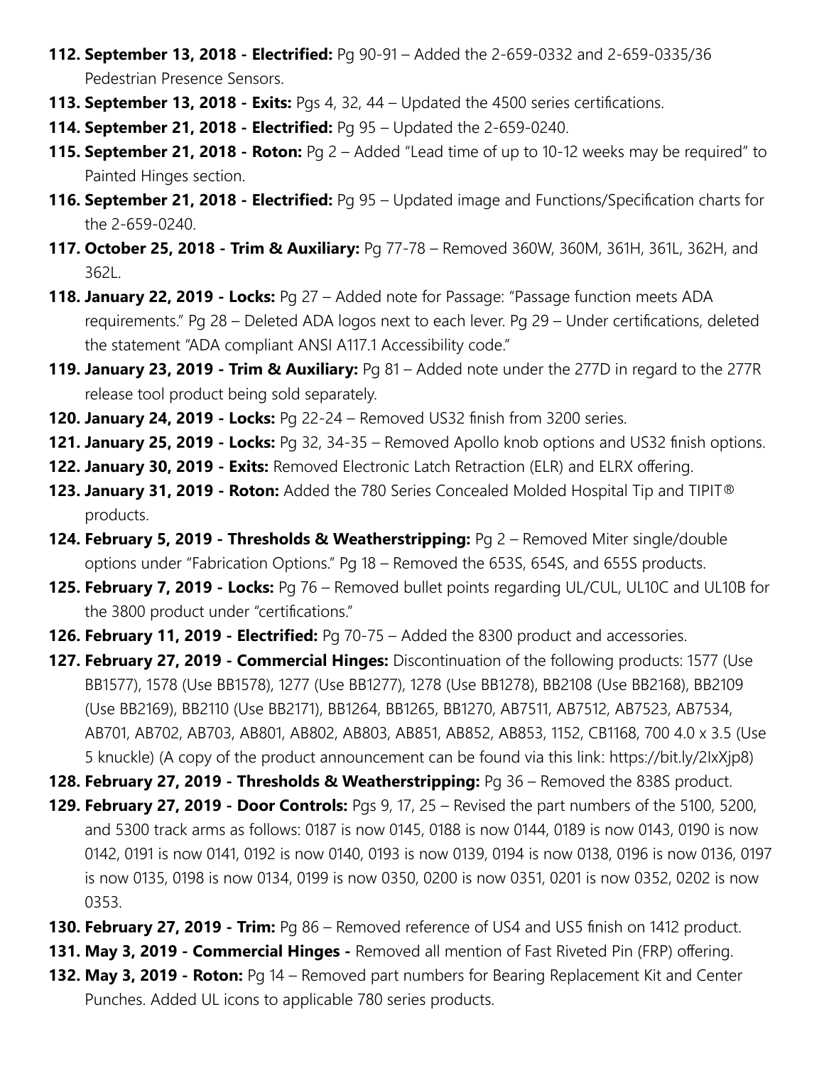112. **September 13, 2018 - Electrified:** Pg 90-91 – Added the 2-659-0332 and 2-659-0335/36 Pedestrian Presence Sensors.
113. **September 13, 2018 - Exits:** Pgs 4, 32, 44 – Updated the 4500 series certifications.
114. **September 21, 2018 - Electrified:** Pg 95 – Updated the 2-659-0240.
115. **September 21, 2018 - Roton:** Pg 2 – Added "Lead time of up to 10-12 weeks may be required" to Painted Hinges section.
116. **September 21, 2018 - Electrified:** Pg 95 – Updated image and Functions/Specification charts for the 2-659-0240.
117. **October 25, 2018 - Trim & Auxiliary:** Pg 77-78 – Removed 360W, 360M, 361H, 361L, 362H, and 362L.
118. **January 22, 2019 - Locks:** Pg 27 – Added note for Passage: "Passage function meets ADA requirements." Pg 28 – Deleted ADA logos next to each lever. Pg 29 – Under certifications, deleted the statement "ADA compliant ANSI A117.1 Accessibility code."
119. **January 23, 2019 - Trim & Auxiliary:** Pg 81 – Added note under the 277D in regard to the 277R release tool product being sold separately.
120. **January 24, 2019 - Locks:** Pg 22-24 – Removed US32 finish from 3200 series.
121. **January 25, 2019 - Locks:** Pg 32, 34-35 – Removed Apollo knob options and US32 finish options.
122. **January 30, 2019 - Exits:** Removed Electronic Latch Retraction (ELR) and ELRX offering.
123. **January 31, 2019 - Roton:** Added the 780 Series Concealed Molded Hospital Tip and TIPIT® products.
124. **February 5, 2019 - Thresholds & Weatherstripping:** Pg 2 – Removed Miter single/double options under "Fabrication Options." Pg 18 – Removed the 653S, 654S, and 655S products.
125. **February 7, 2019 - Locks:** Pg 76 – Removed bullet points regarding UL/CUL, UL10C and UL10B for the 3800 product under "certifications."
126. **February 11, 2019 - Electrified:** Pg 70-75 – Added the 8300 product and accessories.
127. **February 27, 2019 - Commercial Hinges:** Discontinuation of the following products: 1577 (Use BB1577), 1578 (Use BB1578), 1277 (Use BB1277), 1278 (Use BB1278), BB2108 (Use BB2168), BB2109 (Use BB2169), BB2110 (Use BB2171), BB1264, BB1265, BB1270, AB7511, AB7512, AB7523, AB7534, AB701, AB702, AB703, AB801, AB802, AB803, AB851, AB852, AB853, 1152, CB1168, 700 4.0 x 3.5 (Use 5 knuckle) (A copy of the product announcement can be found via this link: https://bit.ly/2IxXjp8)
128. **February 27, 2019 - Thresholds & Weatherstripping:** Pg 36 – Removed the 838S product.
129. **February 27, 2019 - Door Controls:** Pgs 9, 17, 25 – Revised the part numbers of the 5100, 5200, and 5300 track arms as follows: 0187 is now 0145, 0188 is now 0144, 0189 is now 0143, 0190 is now 0142, 0191 is now 0141, 0192 is now 0140, 0193 is now 0139, 0194 is now 0138, 0196 is now 0136, 0197 is now 0135, 0198 is now 0134, 0199 is now 0350, 0200 is now 0351, 0201 is now 0352, 0202 is now 0353.
130. **February 27, 2019 - Trim:** Pg 86 – Removed reference of US4 and US5 finish on 1412 product.
131. **May 3, 2019 - Commercial Hinges -** Removed all mention of Fast Riveted Pin (FRP) offering.
132. **May 3, 2019 - Roton:** Pg 14 – Removed part numbers for Bearing Replacement Kit and Center Punches. Added UL icons to applicable 780 series products.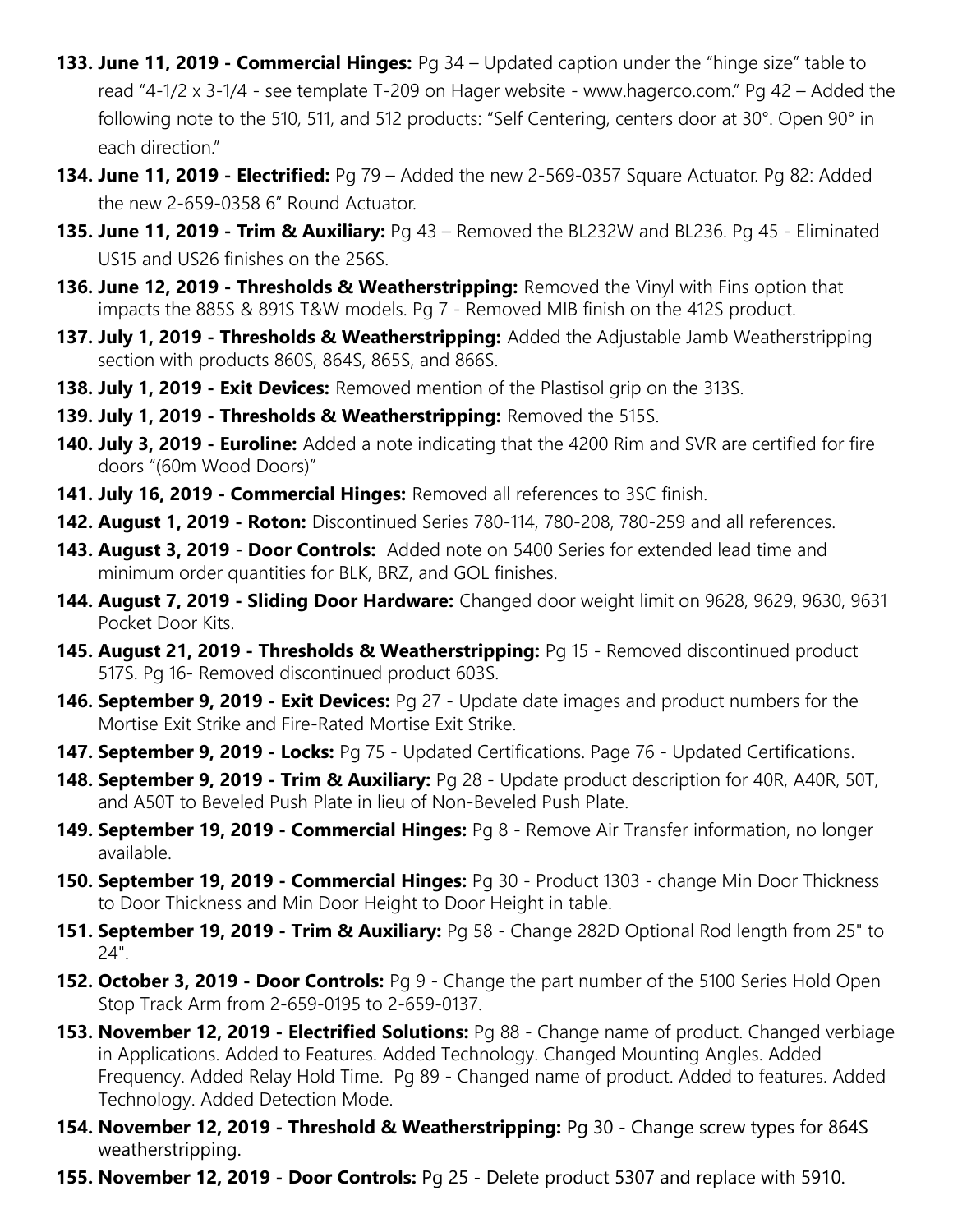133. **June 11, 2019 - Commercial Hinges:** Pg 34 – Updated caption under the "hinge size" table to read "4-1/2 x 3-1/4 - see template T-209 on Hager website - www.hagerco.com." Pg 42 – Added the following note to the 510, 511, and 512 products: "Self Centering, centers door at 30°. Open 90° in each direction."
134. **June 11, 2019 - Electrified:** Pg 79 – Added the new 2-569-0357 Square Actuator. Pg 82: Added the new 2-659-0358 6" Round Actuator.
135. **June 11, 2019 - Trim & Auxiliary:** Pg 43 – Removed the BL232W and BL236. Pg 45 - Eliminated US15 and US26 finishes on the 256S.
136. **June 12, 2019 - Thresholds & Weatherstripping:** Removed the Vinyl with Fins option that impacts the 885S & 891S T&W models. Pg 7 - Removed MIB finish on the 412S product.
137. **July 1, 2019 - Thresholds & Weatherstripping:** Added the Adjustable Jamb Weatherstripping section with products 860S, 864S, 865S, and 866S.
138. **July 1, 2019 - Exit Devices:** Removed mention of the Plastisol grip on the 313S.
139. **July 1, 2019 - Thresholds & Weatherstripping:** Removed the 515S.
140. **July 3, 2019 - Euroline:** Added a note indicating that the 4200 Rim and SVR are certified for fire doors "(60m Wood Doors)"
141. **July 16, 2019 - Commercial Hinges:** Removed all references to 3SC finish.
142. **August 1, 2019 - Roton:** Discontinued Series 780-114, 780-208, 780-259 and all references.
143. **August 3, 2019** - **Door Controls:** Added note on 5400 Series for extended lead time and minimum order quantities for BLK, BRZ, and GOL finishes.
144. **August 7, 2019 - Sliding Door Hardware:** Changed door weight limit on 9628, 9629, 9630, 9631 Pocket Door Kits.
145. **August 21, 2019 - Thresholds & Weatherstripping:** Pg 15 - Removed discontinued product 517S. Pg 16- Removed discontinued product 603S.
146. **September 9, 2019 - Exit Devices:** Pg 27 - Update date images and product numbers for the Mortise Exit Strike and Fire-Rated Mortise Exit Strike.
147. **September 9, 2019 - Locks:** Pg 75 - Updated Certifications. Page 76 - Updated Certifications.
148. **September 9, 2019 - Trim & Auxiliary:** Pg 28 - Update product description for 40R, A40R, 50T, and A50T to Beveled Push Plate in lieu of Non-Beveled Push Plate.
149. **September 19, 2019 - Commercial Hinges:** Pg 8 - Remove Air Transfer information, no longer available.
150. **September 19, 2019 - Commercial Hinges:** Pg 30 - Product 1303 - change Min Door Thickness to Door Thickness and Min Door Height to Door Height in table.
151. **September 19, 2019 - Trim & Auxiliary:** Pg 58 - Change 282D Optional Rod length from 25" to 24".
152. **October 3, 2019 - Door Controls:** Pg 9 - Change the part number of the 5100 Series Hold Open Stop Track Arm from 2-659-0195 to 2-659-0137.
153. **November 12, 2019 - Electrified Solutions:** Pg 88 - Change name of product. Changed verbiage in Applications. Added to Features. Added Technology. Changed Mounting Angles. Added Frequency. Added Relay Hold Time. Pg 89 - Changed name of product. Added to features. Added Technology. Added Detection Mode.
154. **November 12, 2019 - Threshold & Weatherstripping:** Pg 30 - Change screw types for 864S weatherstripping.
155. **November 12, 2019 - Door Controls:** Pg 25 - Delete product 5307 and replace with 5910.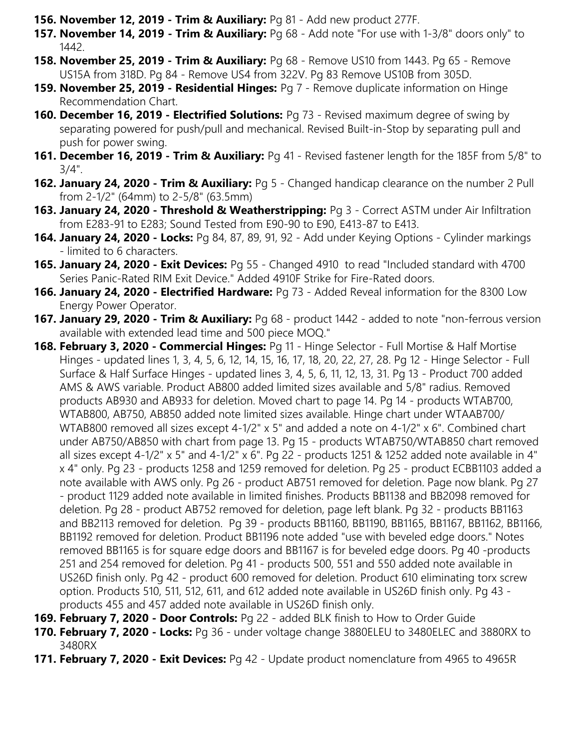156. **November 12, 2019 - Trim & Auxiliary:** Pg 81 - Add new product 277F.
157. **November 14, 2019 - Trim & Auxiliary:** Pg 68 - Add note "For use with 1-3/8" doors only" to 1442.
158. **November 25, 2019 - Trim & Auxiliary:** Pg 68 - Remove US10 from 1443. Pg 65 - Remove US15A from 318D. Pg 84 - Remove US4 from 322V. Pg 83 Remove US10B from 305D.
159. **November 25, 2019 - Residential Hinges:** Pg 7 - Remove duplicate information on Hinge Recommendation Chart.
160. **December 16, 2019 - Electrified Solutions:** Pg 73 - Revised maximum degree of swing by separating powered for push/pull and mechanical. Revised Built-in-Stop by separating pull and push for power swing.
161. **December 16, 2019 - Trim & Auxiliary:** Pg 41 - Revised fastener length for the 185F from 5/8" to 3/4".
162. **January 24, 2020 - Trim & Auxiliary:** Pg 5 - Changed handicap clearance on the number 2 Pull from 2-1/2" (64mm) to 2-5/8" (63.5mm)
163. **January 24, 2020 - Threshold & Weatherstripping:** Pg 3 - Correct ASTM under Air Infiltration from E283-91 to E283; Sound Tested from E90-90 to E90, E413-87 to E413.
164. **January 24, 2020 - Locks:** Pg 84, 87, 89, 91, 92 - Add under Keying Options - Cylinder markings - limited to 6 characters.
165. **January 24, 2020 - Exit Devices:** Pg 55 - Changed 4910 to read "Included standard with 4700 Series Panic-Rated RIM Exit Device." Added 4910F Strike for Fire-Rated doors.
166. **January 24, 2020 - Electrified Hardware:** Pg 73 - Added Reveal information for the 8300 Low Energy Power Operator.
167. **January 29, 2020 - Trim & Auxiliary:** Pg 68 - product 1442 - added to note "non-ferrous version available with extended lead time and 500 piece MOQ."
168. **February 3, 2020 - Commercial Hinges:** Pg 11 - Hinge Selector - Full Mortise & Half Mortise Hinges - updated lines 1, 3, 4, 5, 6, 12, 14, 15, 16, 17, 18, 20, 22, 27, 28. Pg 12 - Hinge Selector - Full Surface & Half Surface Hinges - updated lines 3, 4, 5, 6, 11, 12, 13, 31. Pg 13 - Product 700 added AMS & AWS variable. Product AB800 added limited sizes available and 5/8" radius. Removed products AB930 and AB933 for deletion. Moved chart to page 14. Pg 14 - products WTAB700, WTAB800, AB750, AB850 added note limited sizes available. Hinge chart under WTAAB700/ WTAB800 removed all sizes except 4-1/2" x 5" and added a note on 4-1/2" x 6". Combined chart under AB750/AB850 with chart from page 13. Pg 15 - products WTAB750/WTAB850 chart removed all sizes except 4-1/2" x 5" and 4-1/2" x 6". Pg 22 - products 1251 & 1252 added note available in 4" x 4" only. Pg 23 - products 1258 and 1259 removed for deletion. Pg 25 - product ECBB1103 added a note available with AWS only. Pg 26 - product AB751 removed for deletion. Page now blank. Pg 27 - product 1129 added note available in limited finishes. Products BB1138 and BB2098 removed for deletion. Pg 28 - product AB752 removed for deletion, page left blank. Pg 32 - products BB1163 and BB2113 removed for deletion. Pg 39 - products BB1160, BB1190, BB1165, BB1167, BB1162, BB1166, BB1192 removed for deletion. Product BB1196 note added "use with beveled edge doors." Notes removed BB1165 is for square edge doors and BB1167 is for beveled edge doors. Pg 40 -products 251 and 254 removed for deletion. Pg 41 - products 500, 551 and 550 added note available in US26D finish only. Pg 42 - product 600 removed for deletion. Product 610 eliminating torx screw option. Products 510, 511, 512, 611, and 612 added note available in US26D finish only. Pg 43 - products 455 and 457 added note available in US26D finish only.
169. **February 7, 2020 - Door Controls:** Pg 22 - added BLK finish to How to Order Guide
170. **February 7, 2020 - Locks:** Pg 36 - under voltage change 3880ELEU to 3480ELEC and 3880RX to 3480RX
171. **February 7, 2020 - Exit Devices:** Pg 42 - Update product nomenclature from 4965 to 4965R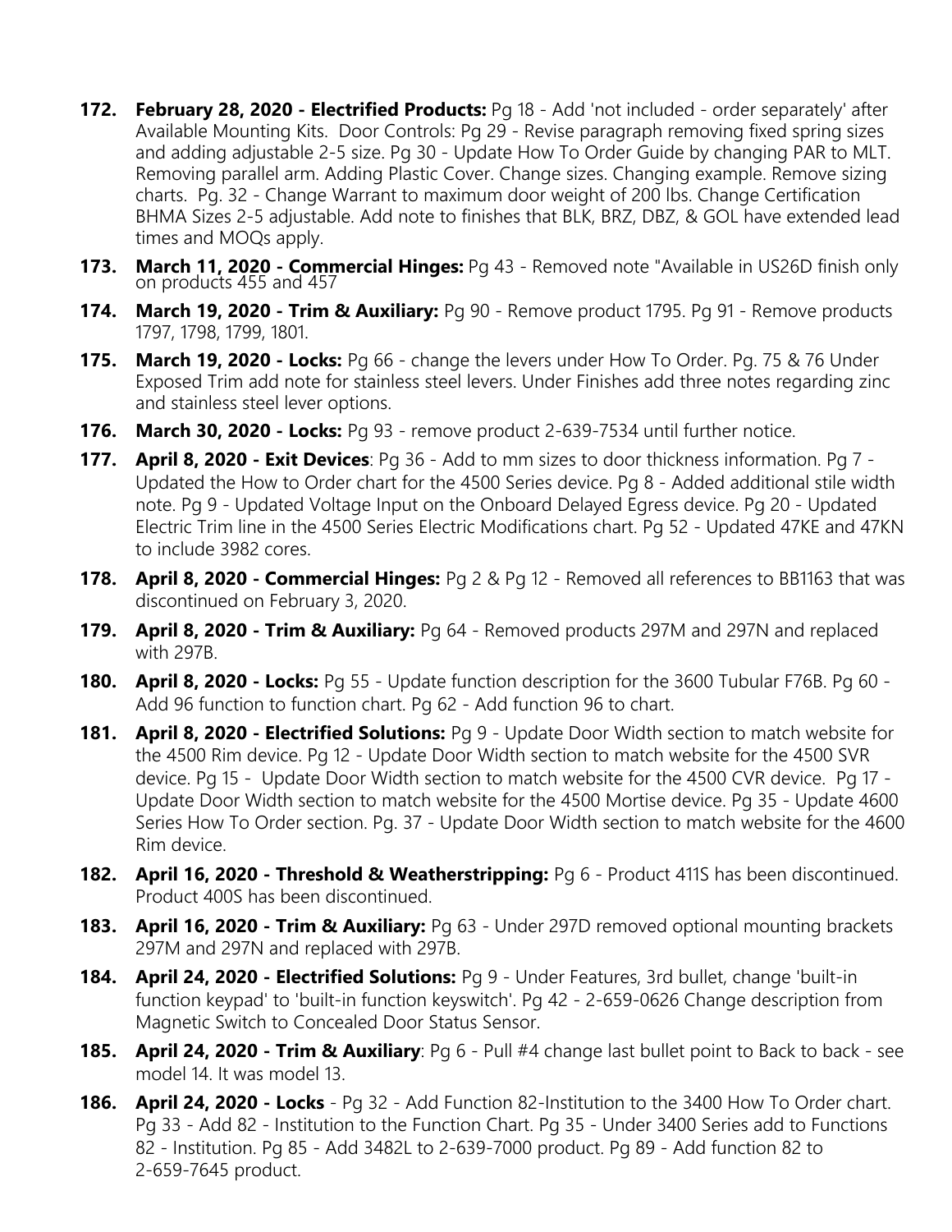172. **February 28, 2020 - Electrified Products:** Pg 18 - Add 'not included - order separately' after Available Mounting Kits. Door Controls: Pg 29 - Revise paragraph removing fixed spring sizes and adding adjustable 2-5 size. Pg 30 - Update How To Order Guide by changing PAR to MLT. Removing parallel arm. Adding Plastic Cover. Change sizes. Changing example. Remove sizing charts. Pg. 32 - Change Warrant to maximum door weight of 200 lbs. Change Certification BHMA Sizes 2-5 adjustable. Add note to finishes that BLK, BRZ, DBZ, & GOL have extended lead times and MOQs apply.
173. **March 11, 2020 - Commercial Hinges:** Pg 43 - Removed note "Available in US26D finish only on products 455 and 457
174. **March 19, 2020 - Trim & Auxiliary:** Pg 90 - Remove product 1795. Pg 91 - Remove products 1797, 1798, 1799, 1801.
175. **March 19, 2020 - Locks:** Pg 66 - change the levers under How To Order. Pg. 75 & 76 Under Exposed Trim add note for stainless steel levers. Under Finishes add three notes regarding zinc and stainless steel lever options.
176. **March 30, 2020 - Locks:** Pg 93 - remove product 2-639-7534 until further notice.
177. **April 8, 2020 - Exit Devices**: Pg 36 - Add to mm sizes to door thickness information. Pg 7 - Updated the How to Order chart for the 4500 Series device. Pg 8 - Added additional stile width note. Pg 9 - Updated Voltage Input on the Onboard Delayed Egress device. Pg 20 - Updated Electric Trim line in the 4500 Series Electric Modifications chart. Pg 52 - Updated 47KE and 47KN to include 3982 cores.
178. **April 8, 2020 - Commercial Hinges:** Pg 2 & Pg 12 - Removed all references to BB1163 that was discontinued on February 3, 2020.
179. **April 8, 2020 - Trim & Auxiliary:** Pg 64 - Removed products 297M and 297N and replaced with 297B.
180. **April 8, 2020 - Locks:** Pg 55 - Update function description for the 3600 Tubular F76B. Pg 60 - Add 96 function to function chart. Pg 62 - Add function 96 to chart.
181. **April 8, 2020 - Electrified Solutions:** Pg 9 - Update Door Width section to match website for the 4500 Rim device. Pg 12 - Update Door Width section to match website for the 4500 SVR device. Pg 15 - Update Door Width section to match website for the 4500 CVR device. Pg 17 - Update Door Width section to match website for the 4500 Mortise device. Pg 35 - Update 4600 Series How To Order section. Pg. 37 - Update Door Width section to match website for the 4600 Rim device.
182. **April 16, 2020 - Threshold & Weatherstripping:** Pg 6 - Product 411S has been discontinued. Product 400S has been discontinued.
183. **April 16, 2020 - Trim & Auxiliary:** Pg 63 - Under 297D removed optional mounting brackets 297M and 297N and replaced with 297B.
184. **April 24, 2020 - Electrified Solutions:** Pg 9 - Under Features, 3rd bullet, change 'built-in function keypad' to 'built-in function keyswitch'. Pg 42 - 2-659-0626 Change description from Magnetic Switch to Concealed Door Status Sensor.
185. **April 24, 2020 - Trim & Auxiliary**: Pg 6 - Pull #4 change last bullet point to Back to back - see model 14. It was model 13.
186. **April 24, 2020 - Locks** - Pg 32 - Add Function 82-Institution to the 3400 How To Order chart. Pg 33 - Add 82 - Institution to the Function Chart. Pg 35 - Under 3400 Series add to Functions 82 - Institution. Pg 85 - Add 3482L to 2-639-7000 product. Pg 89 - Add function 82 to 2-659-7645 product.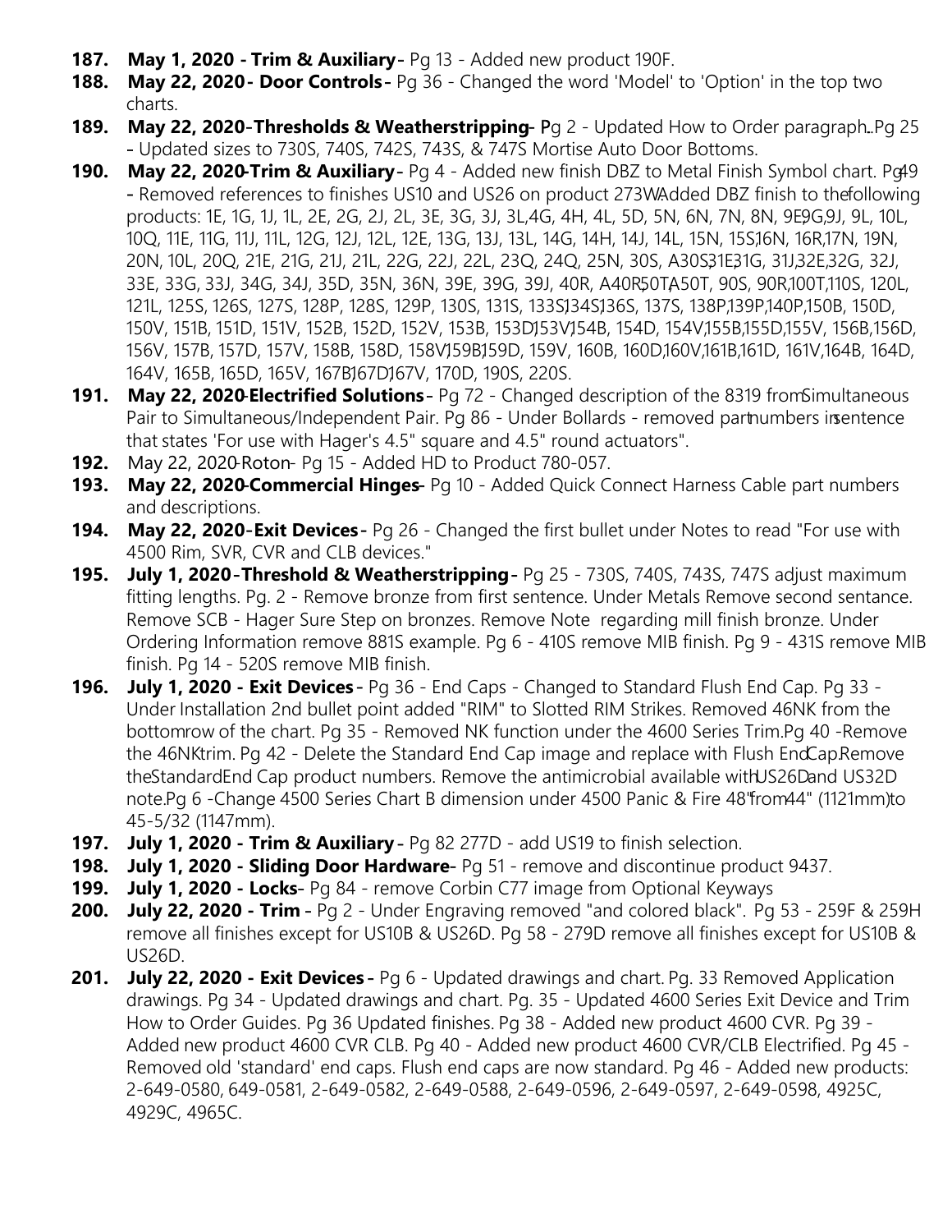187. **May 1, 2020 - Trim & Auxiliary -** Pg 13 - Added new product 190F.
188. **May 22, 2020 - Door Controls -** Pg 36 - Changed the word 'Model' to 'Option' in the top two charts.
189. **May 22, 2020 - Thresholds & Weatherstripping -** Pg 2 - Updated How to Order paragraph. Pg 25 - Updated sizes to 730S, 740S, 742S, 743S, & 747S Mortise Auto Door Bottoms.
190. **May 22, 2020 - Trim & Auxiliary -** Pg 4 - Added new finish DBZ to Metal Finish Symbol chart. Pg 49 - Removed references to finishes US10 and US26 on product 273W. Added DBZ finish to the following products: 1E, 1G, 1J, 1L, 2E, 2G, 2J, 2L, 3E, 3G, 3J, 3L, 4G, 4H, 4L, 5D, 5N, 6N, 7N, 8N, 9E, 9G, 9J, 9L, 10L, 10Q, 11E, 11G, 11J, 11L, 12G, 12J, 12L, 12E, 13G, 13J, 13L, 14G, 14H, 14J, 14L, 15N, 15S, 16N, 16R, 17N, 19N, 20N, 10L, 20Q, 21E, 21G, 21J, 21L, 22G, 22J, 22L, 23Q, 24Q, 25N, 30S, A30S, 31E, 31G, 31J, 32E, 32G, 32J, 33E, 33G, 33J, 34G, 34J, 35D, 35N, 36N, 39E, 39G, 39J, 40R, A40R, 50T, A50T, 90S, 90R, 100T, 110S, 120L, 121L, 125S, 126S, 127S, 128P, 128S, 129P, 130S, 131S, 133S, 134S, 136S, 137S, 138P, 139P, 140P, 150B, 150D, 150V, 151B, 151D, 151V, 152B, 152D, 152V, 153B, 153D, 153V, 154B, 154D, 154V, 155B, 155D, 155V, 156B, 156D, 156V, 157B, 157D, 157V, 158B, 158D, 158V, 159B, 159D, 159V, 160B, 160D, 160V, 161B, 161D, 161V, 164B, 164D, 164V, 165B, 165D, 165V, 167B, 167D, 167V, 170D, 190S, 220S.
191. **May 22, 2020 - Electrified Solutions -** Pg 72 - Changed description of the 8319 from Simultaneous Pair to Simultaneous/Independent Pair. Pg 86 - Under Bollards - removed part numbers in sentence that states 'For use with Hager's 4.5" square and 4.5" round actuators".
192. May 22, 2020 - Roton - Pg 15 - Added HD to Product 780-057.
193. **May 22, 2020 - Commercial Hinges -** Pg 10 - Added Quick Connect Harness Cable part numbers and descriptions.
194. **May 22, 2020 - Exit Devices -** Pg 26 - Changed the first bullet under Notes to read "For use with 4500 Rim, SVR, CVR and CLB devices."
195. **July 1, 2020 - Threshold & Weatherstripping -** Pg 25 - 730S, 740S, 743S, 747S adjust maximum fitting lengths. Pg. 2 - Remove bronze from first sentence. Under Metals Remove second sentance. Remove SCB - Hager Sure Step on bronzes. Remove Note regarding mill finish bronze. Under Ordering Information remove 881S example. Pg 6 - 410S remove MIB finish. Pg 9 - 431S remove MIB finish. Pg 14 - 520S remove MIB finish.
196. **July 1, 2020 - Exit Devices -** Pg 36 - End Caps - Changed to Standard Flush End Cap. Pg 33 - Under Installation 2nd bullet point added "RIM" to Slotted RIM Strikes. Removed 46NK from the bottom row of the chart. Pg 35 - Removed NK function under the 4600 Series Trim. Pg 40 - Remove the 46NK trim. Pg 42 - Delete the Standard End Cap image and replace with Flush End Cap. Remove the Standard End Cap product numbers. Remove the antimicrobial available with US26D and US32D note. Pg 6 - Change 4500 Series Chart B dimension under 4500 Panic & Fire 48" from 44" (1121mm) to 45-5/32 (1147mm).
197. **July 1, 2020 - Trim & Auxiliary -** Pg 82 277D - add US19 to finish selection.
198. **July 1, 2020 - Sliding Door Hardware -** Pg 51 - remove and discontinue product 9437.
199. **July 1, 2020 - Locks -** Pg 84 - remove Corbin C77 image from Optional Keyways
200. **July 22, 2020 - Trim -** Pg 2 - Under Engraving removed "and colored black". Pg 53 - 259F & 259H remove all finishes except for US10B & US26D. Pg 58 - 279D remove all finishes except for US10B & US26D.
201. **July 22, 2020 - Exit Devices -** Pg 6 - Updated drawings and chart. Pg. 33 Removed Application drawings. Pg 34 - Updated drawings and chart. Pg. 35 - Updated 4600 Series Exit Device and Trim How to Order Guides. Pg 36 Updated finishes. Pg 38 - Added new product 4600 CVR. Pg 39 - Added new product 4600 CVR CLB. Pg 40 - Added new product 4600 CVR/CLB Electrified. Pg 45 - Removed old 'standard' end caps. Flush end caps are now standard. Pg 46 - Added new products: 2-649-0580, 649-0581, 2-649-0582, 2-649-0588, 2-649-0596, 2-649-0597, 2-649-0598, 4925C, 4929C, 4965C.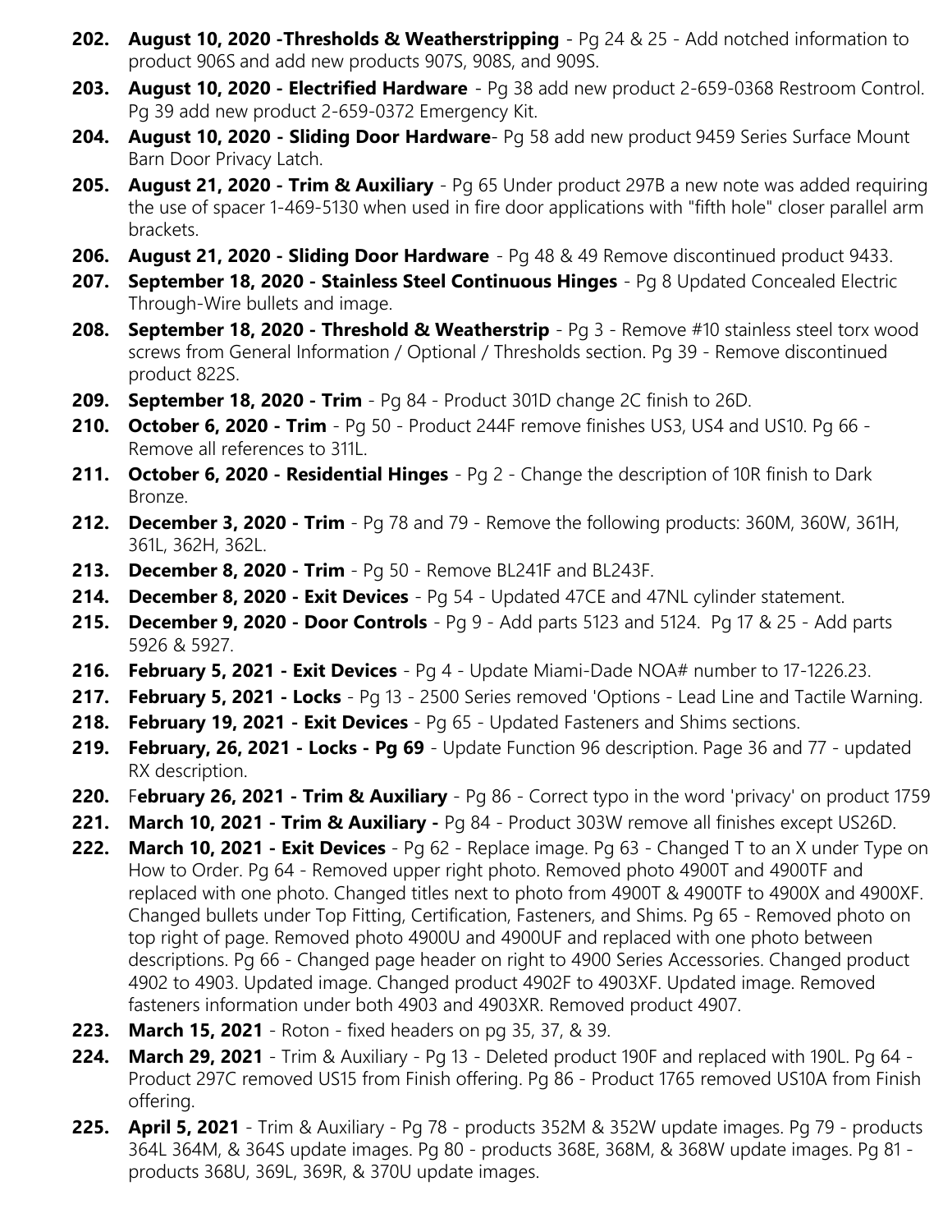202. **August 10, 2020 -Thresholds & Weatherstripping** - Pg 24 & 25 - Add notched information to product 906S and add new products 907S, 908S, and 909S.
203. **August 10, 2020 - Electrified Hardware** - Pg 38 add new product 2-659-0368 Restroom Control. Pg 39 add new product 2-659-0372 Emergency Kit.
204. **August 10, 2020 - Sliding Door Hardware**- Pg 58 add new product 9459 Series Surface Mount Barn Door Privacy Latch.
205. **August 21, 2020 - Trim & Auxiliary** - Pg 65 Under product 297B a new note was added requiring the use of spacer 1-469-5130 when used in fire door applications with "fifth hole" closer parallel arm brackets.
206. **August 21, 2020 - Sliding Door Hardware** - Pg 48 & 49 Remove discontinued product 9433.
207. **September 18, 2020 - Stainless Steel Continuous Hinges** - Pg 8 Updated Concealed Electric Through-Wire bullets and image.
208. **September 18, 2020 - Threshold & Weatherstrip** - Pg 3 - Remove #10 stainless steel torx wood screws from General Information / Optional / Thresholds section. Pg 39 - Remove discontinued product 822S.
209. **September 18, 2020 - Trim** - Pg 84 - Product 301D change 2C finish to 26D.
210. **October 6, 2020 - Trim** - Pg 50 - Product 244F remove finishes US3, US4 and US10. Pg 66 - Remove all references to 311L.
211. **October 6, 2020 - Residential Hinges** - Pg 2 - Change the description of 10R finish to Dark Bronze.
212. **December 3, 2020 - Trim** - Pg 78 and 79 - Remove the following products: 360M, 360W, 361H, 361L, 362H, 362L.
213. **December 8, 2020 - Trim** - Pg 50 - Remove BL241F and BL243F.
214. **December 8, 2020 - Exit Devices** - Pg 54 - Updated 47CE and 47NL cylinder statement.
215. **December 9, 2020 - Door Controls** - Pg 9 - Add parts 5123 and 5124. Pg 17 & 25 - Add parts 5926 & 5927.
216. **February 5, 2021 - Exit Devices** - Pg 4 - Update Miami-Dade NOA# number to 17-1226.23.
217. **February 5, 2021 - Locks** - Pg 13 - 2500 Series removed 'Options - Lead Line and Tactile Warning.
218. **February 19, 2021 - Exit Devices** - Pg 65 - Updated Fasteners and Shims sections.
219. **February, 26, 2021 - Locks - Pg 69** - Update Function 96 description. Page 36 and 77 - updated RX description.
220. F**ebruary 26, 2021 - Trim & Auxiliary** - Pg 86 - Correct typo in the word 'privacy' on product 1759
221. **March 10, 2021 - Trim & Auxiliary -** Pg 84 - Product 303W remove all finishes except US26D.
222. **March 10, 2021 - Exit Devices** - Pg 62 - Replace image. Pg 63 - Changed T to an X under Type on How to Order. Pg 64 - Removed upper right photo. Removed photo 4900T and 4900TF and replaced with one photo. Changed titles next to photo from 4900T & 4900TF to 4900X and 4900XF. Changed bullets under Top Fitting, Certification, Fasteners, and Shims. Pg 65 - Removed photo on top right of page. Removed photo 4900U and 4900UF and replaced with one photo between descriptions. Pg 66 - Changed page header on right to 4900 Series Accessories. Changed product 4902 to 4903. Updated image. Changed product 4902F to 4903XF. Updated image. Removed fasteners information under both 4903 and 4903XR. Removed product 4907.
223. **March 15, 2021** - Roton - fixed headers on pg 35, 37, & 39.
224. **March 29, 2021** - Trim & Auxiliary - Pg 13 - Deleted product 190F and replaced with 190L. Pg 64 - Product 297C removed US15 from Finish offering. Pg 86 - Product 1765 removed US10A from Finish offering.
225. **April 5, 2021** - Trim & Auxiliary - Pg 78 - products 352M & 352W update images. Pg 79 - products 364L 364M, & 364S update images. Pg 80 - products 368E, 368M, & 368W update images. Pg 81 - products 368U, 369L, 369R, & 370U update images.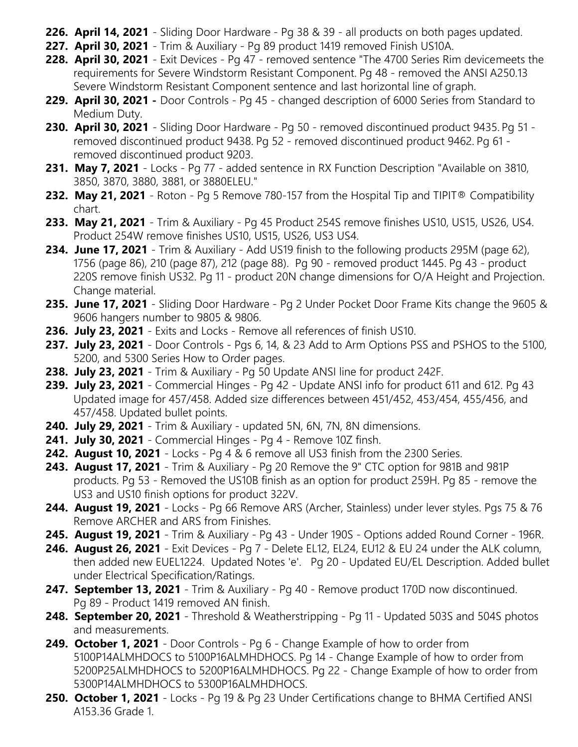226. **April 14, 2021** - Sliding Door Hardware - Pg 38 & 39 - all products on both pages updated.
227. **April 30, 2021** - Trim & Auxiliary - Pg 89 product 1419 removed Finish US10A.
228. **April 30, 2021** - Exit Devices - Pg 47 - removed sentence "The 4700 Series Rim devicemeets the requirements for Severe Windstorm Resistant Component. Pg 48 - removed the ANSI A250.13 Severe Windstorm Resistant Component sentence and last horizontal line of graph.
229. **April 30, 2021 -** Door Controls - Pg 45 - changed description of 6000 Series from Standard to Medium Duty.
230. **April 30, 2021** - Sliding Door Hardware - Pg 50 - removed discontinued product 9435. Pg 51 - removed discontinued product 9438. Pg 52 - removed discontinued product 9462. Pg 61 - removed discontinued product 9203.
231. **May 7, 2021** - Locks - Pg 77 - added sentence in RX Function Description "Available on 3810, 3850, 3870, 3880, 3881, or 3880ELEU."
232. **May 21, 2021** - Roton - Pg 5 Remove 780-157 from the Hospital Tip and TIPIT® Compatibility chart.
233. **May 21, 2021** - Trim & Auxiliary - Pg 45 Product 254S remove finishes US10, US15, US26, US4. Product 254W remove finishes US10, US15, US26, US3 US4.
234. **June 17, 2021** - Trim & Auxiliary - Add US19 finish to the following products 295M (page 62), 1756 (page 86), 210 (page 87), 212 (page 88). Pg 90 - removed product 1445. Pg 43 - product 220S remove finish US32. Pg 11 - product 20N change dimensions for O/A Height and Projection. Change material.
235. **June 17, 2021** - Sliding Door Hardware - Pg 2 Under Pocket Door Frame Kits change the 9605 & 9606 hangers number to 9805 & 9806.
236. **July 23, 2021** - Exits and Locks - Remove all references of finish US10.
237. **July 23, 2021** - Door Controls - Pgs 6, 14, & 23 Add to Arm Options PSS and PSHOS to the 5100, 5200, and 5300 Series How to Order pages.
238. **July 23, 2021** - Trim & Auxiliary - Pg 50 Update ANSI line for product 242F.
239. **July 23, 2021** - Commercial Hinges - Pg 42 - Update ANSI info for product 611 and 612. Pg 43 Updated image for 457/458. Added size differences between 451/452, 453/454, 455/456, and 457/458. Updated bullet points.
240. **July 29, 2021** - Trim & Auxiliary - updated 5N, 6N, 7N, 8N dimensions.
241. **July 30, 2021** - Commercial Hinges - Pg 4 - Remove 10Z finsh.
242. **August 10, 2021** - Locks - Pg 4 & 6 remove all US3 finish from the 2300 Series.
243. **August 17, 2021** - Trim & Auxiliary - Pg 20 Remove the 9" CTC option for 981B and 981P products. Pg 53 - Removed the US10B finish as an option for product 259H. Pg 85 - remove the US3 and US10 finish options for product 322V.
244. **August 19, 2021** - Locks - Pg 66 Remove ARS (Archer, Stainless) under lever styles. Pgs 75 & 76 Remove ARCHER and ARS from Finishes.
245. **August 19, 2021** - Trim & Auxiliary - Pg 43 - Under 190S - Options added Round Corner - 196R.
246. **August 26, 2021** - Exit Devices - Pg 7 - Delete EL12, EL24, EU12 & EU 24 under the ALK column, then added new EUEL1224. Updated Notes 'e'. Pg 20 - Updated EU/EL Description. Added bullet under Electrical Specification/Ratings.
247. **September 13, 2021** - Trim & Auxiliary - Pg 40 - Remove product 170D now discontinued. Pg 89 - Product 1419 removed AN finish.
248. **September 20, 2021** - Threshold & Weatherstripping - Pg 11 - Updated 503S and 504S photos and measurements.
249. **October 1, 2021** - Door Controls - Pg 6 - Change Example of how to order from 5100P14ALMHDOCS to 5100P16ALMHDHOCS. Pg 14 - Change Example of how to order from 5200P25ALMHDHOCS to 5200P16ALMHDHOCS. Pg 22 - Change Example of how to order from 5300P14ALMHDHOCS to 5300P16ALMHDHOCS.
250. **October 1, 2021** - Locks - Pg 19 & Pg 23 Under Certifications change to BHMA Certified ANSI A153.36 Grade 1.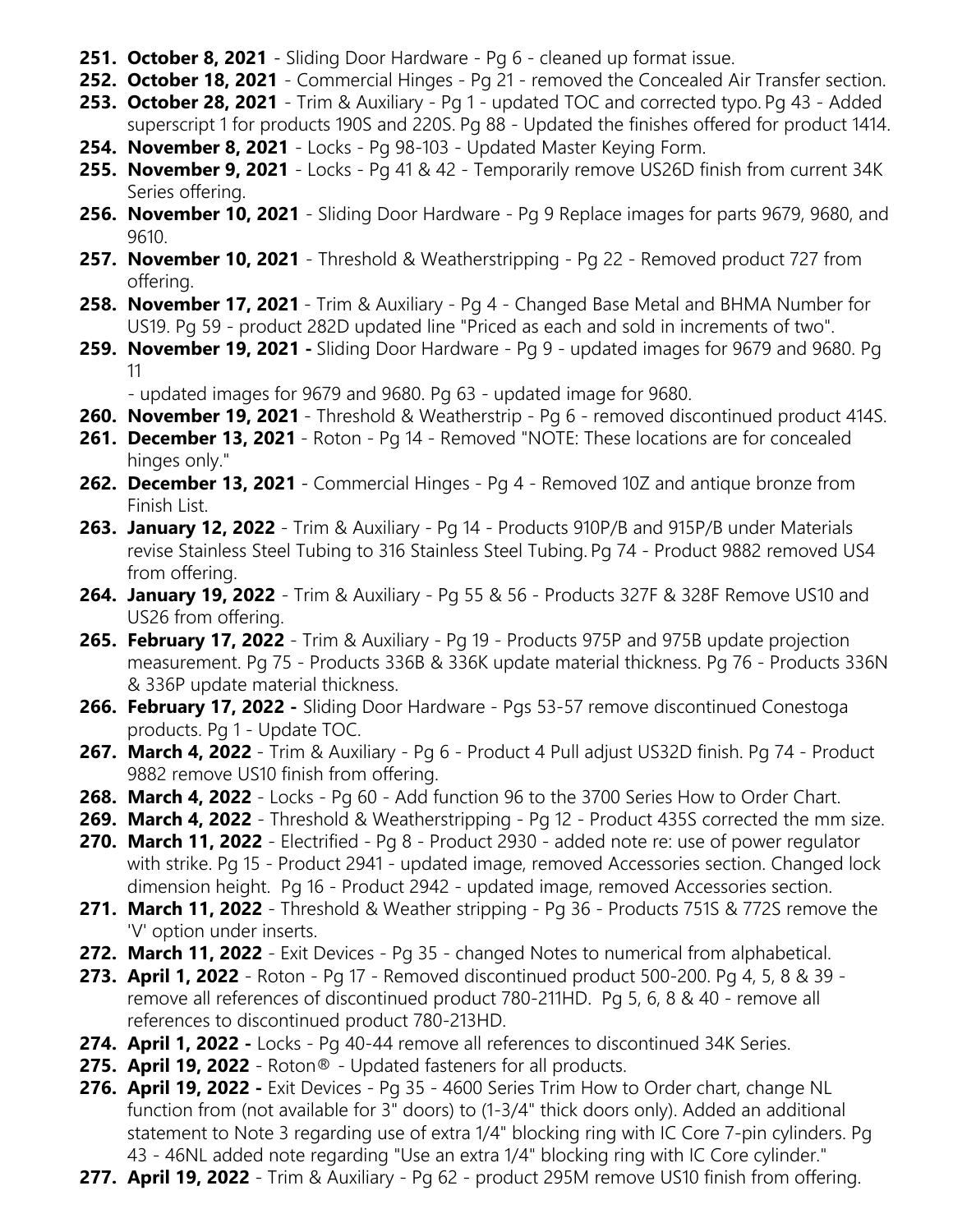251. **October 8, 2021** - Sliding Door Hardware - Pg 6 - cleaned up format issue.
252. **October 18, 2021** - Commercial Hinges - Pg 21 - removed the Concealed Air Transfer section.
253. **October 28, 2021** - Trim & Auxiliary - Pg 1 - updated TOC and corrected typo. Pg 43 - Added superscript 1 for products 190S and 220S. Pg 88 - Updated the finishes offered for product 1414.
254. **November 8, 2021** - Locks - Pg 98-103 - Updated Master Keying Form.
255. **November 9, 2021** - Locks - Pg 41 & 42 - Temporarily remove US26D finish from current 34K Series offering.
256. **November 10, 2021** - Sliding Door Hardware - Pg 9 Replace images for parts 9679, 9680, and 9610.
257. **November 10, 2021** - Threshold & Weatherstripping - Pg 22 - Removed product 727 from offering.
258. **November 17, 2021** - Trim & Auxiliary - Pg 4 - Changed Base Metal and BHMA Number for US19. Pg 59 - product 282D updated line "Priced as each and sold in increments of two".
259. **November 19, 2021 -** Sliding Door Hardware - Pg 9 - updated images for 9679 and 9680. Pg 11 - updated images for 9679 and 9680. Pg 63 - updated image for 9680.
260. **November 19, 2021** - Threshold & Weatherstrip - Pg 6 - removed discontinued product 414S.
261. **December 13, 2021** - Roton - Pg 14 - Removed "NOTE: These locations are for concealed hinges only."
262. **December 13, 2021** - Commercial Hinges - Pg 4 - Removed 10Z and antique bronze from Finish List.
263. **January 12, 2022** - Trim & Auxiliary - Pg 14 - Products 910P/B and 915P/B under Materials revise Stainless Steel Tubing to 316 Stainless Steel Tubing. Pg 74 - Product 9882 removed US4 from offering.
264. **January 19, 2022** - Trim & Auxiliary - Pg 55 & 56 - Products 327F & 328F Remove US10 and US26 from offering.
265. **February 17, 2022** - Trim & Auxiliary - Pg 19 - Products 975P and 975B update projection measurement. Pg 75 - Products 336B & 336K update material thickness. Pg 76 - Products 336N & 336P update material thickness.
266. **February 17, 2022 -** Sliding Door Hardware - Pgs 53-57 remove discontinued Conestoga products. Pg 1 - Update TOC.
267. **March 4, 2022** - Trim & Auxiliary - Pg 6 - Product 4 Pull adjust US32D finish. Pg 74 - Product 9882 remove US10 finish from offering.
268. **March 4, 2022** - Locks - Pg 60 - Add function 96 to the 3700 Series How to Order Chart.
269. **March 4, 2022** - Threshold & Weatherstripping - Pg 12 - Product 435S corrected the mm size.
270. **March 11, 2022** - Electrified - Pg 8 - Product 2930 - added note re: use of power regulator with strike. Pg 15 - Product 2941 - updated image, removed Accessories section. Changed lock dimension height. Pg 16 - Product 2942 - updated image, removed Accessories section.
271. **March 11, 2022** - Threshold & Weather stripping - Pg 36 - Products 751S & 772S remove the 'V' option under inserts.
272. **March 11, 2022** - Exit Devices - Pg 35 - changed Notes to numerical from alphabetical.
273. **April 1, 2022** - Roton - Pg 17 - Removed discontinued product 500-200. Pg 4, 5, 8 & 39 - remove all references of discontinued product 780-211HD. Pg 5, 6, 8 & 40 - remove all references to discontinued product 780-213HD.
274. **April 1, 2022 -** Locks - Pg 40-44 remove all references to discontinued 34K Series.
275. **April 19, 2022** - Roton® - Updated fasteners for all products.
276. **April 19, 2022 -** Exit Devices - Pg 35 - 4600 Series Trim How to Order chart, change NL function from (not available for 3" doors) to (1-3/4" thick doors only). Added an additional statement to Note 3 regarding use of extra 1/4" blocking ring with IC Core 7-pin cylinders. Pg 43 - 46NL added note regarding "Use an extra 1/4" blocking ring with IC Core cylinder."
277. **April 19, 2022** - Trim & Auxiliary - Pg 62 - product 295M remove US10 finish from offering.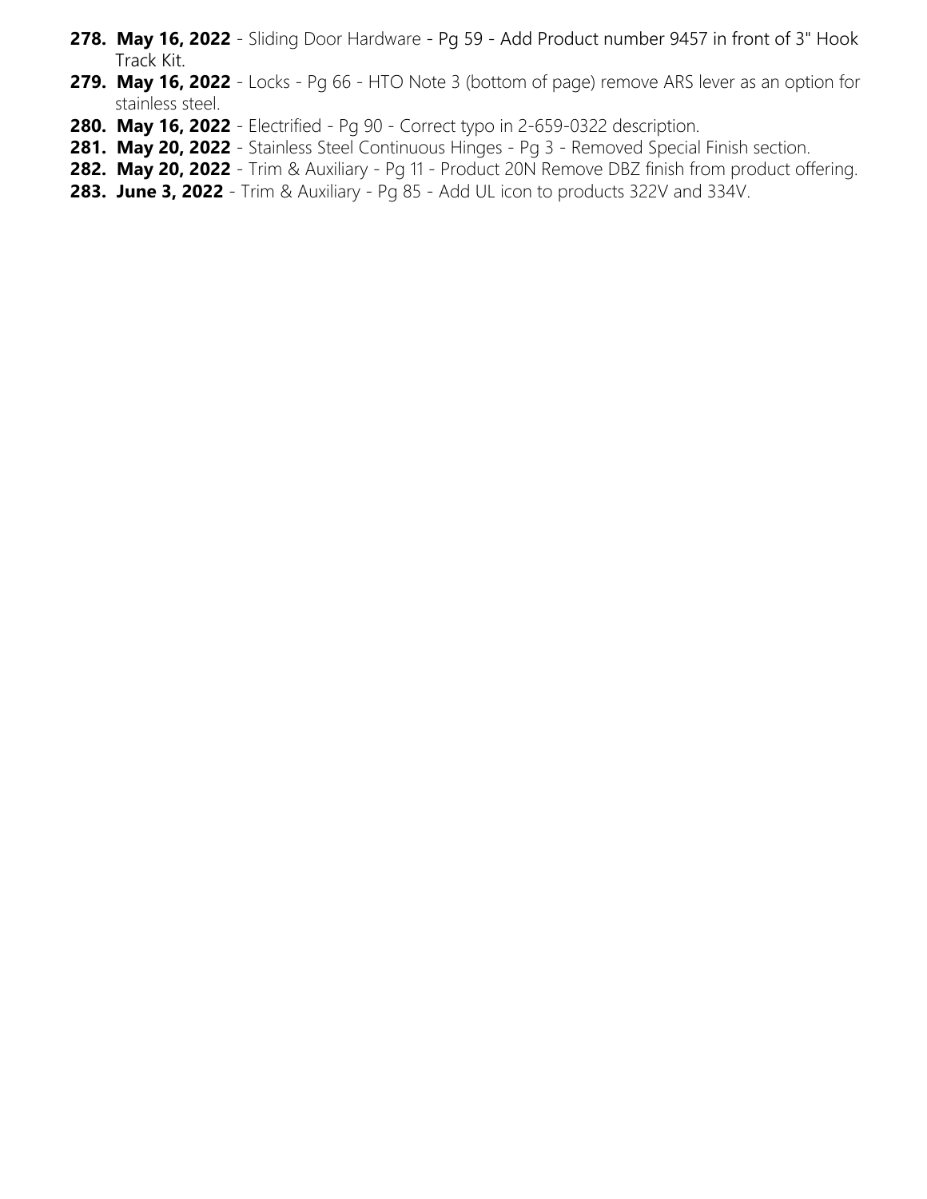278. **May 16, 2022** - Sliding Door Hardware - Pg 59 - Add Product number 9457 in front of 3" Hook Track Kit.
279. **May 16, 2022** - Locks - Pg 66 - HTO Note 3 (bottom of page) remove ARS lever as an option for stainless steel.
280. **May 16, 2022** - Electrified - Pg 90 - Correct typo in 2-659-0322 description.
281. **May 20, 2022** - Stainless Steel Continuous Hinges - Pg 3 - Removed Special Finish section.
282. **May 20, 2022** - Trim & Auxiliary - Pg 11 - Product 20N Remove DBZ finish from product offering.
283. **June 3, 2022** - Trim & Auxiliary - Pg 85 - Add UL icon to products 322V and 334V.